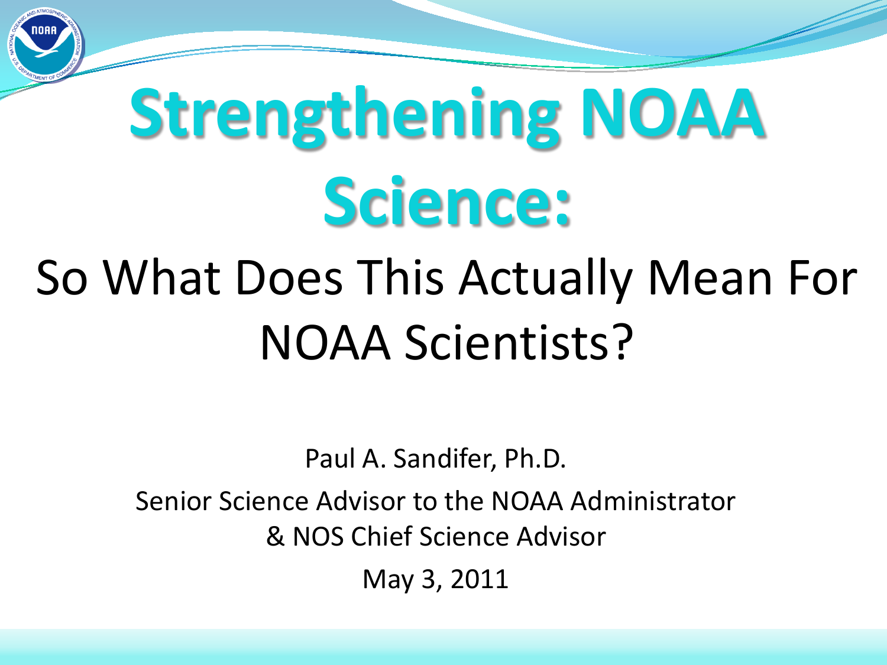# Strengthening NOAA Science:

## So What Does This Actually Mean For NOAA Scientists?

Paul A. Sandifer, Ph.D.

Senior Science Advisor to the NOAA Administrator & NOS Chief Science Advisor

May 3, 2011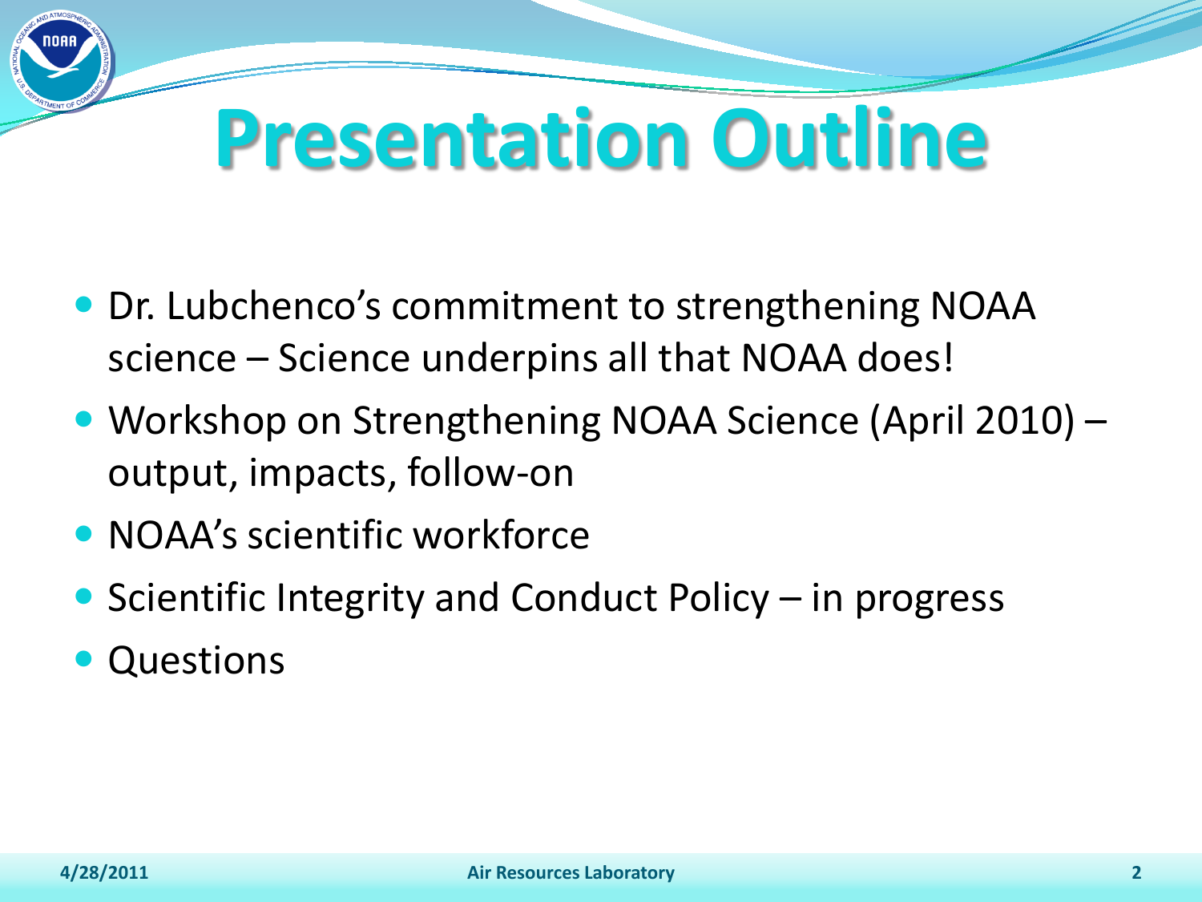# Presentation Outline

- Dr. Lubchenco's commitment to strengthening NOAA science – Science underpins all that NOAA does!
- Workshop on Strengthening NOAA Science (April 2010) – output, impacts, follow-on
- NOAA's scientific workforce
- Scientific Integrity and Conduct Policy – in progress
- Questions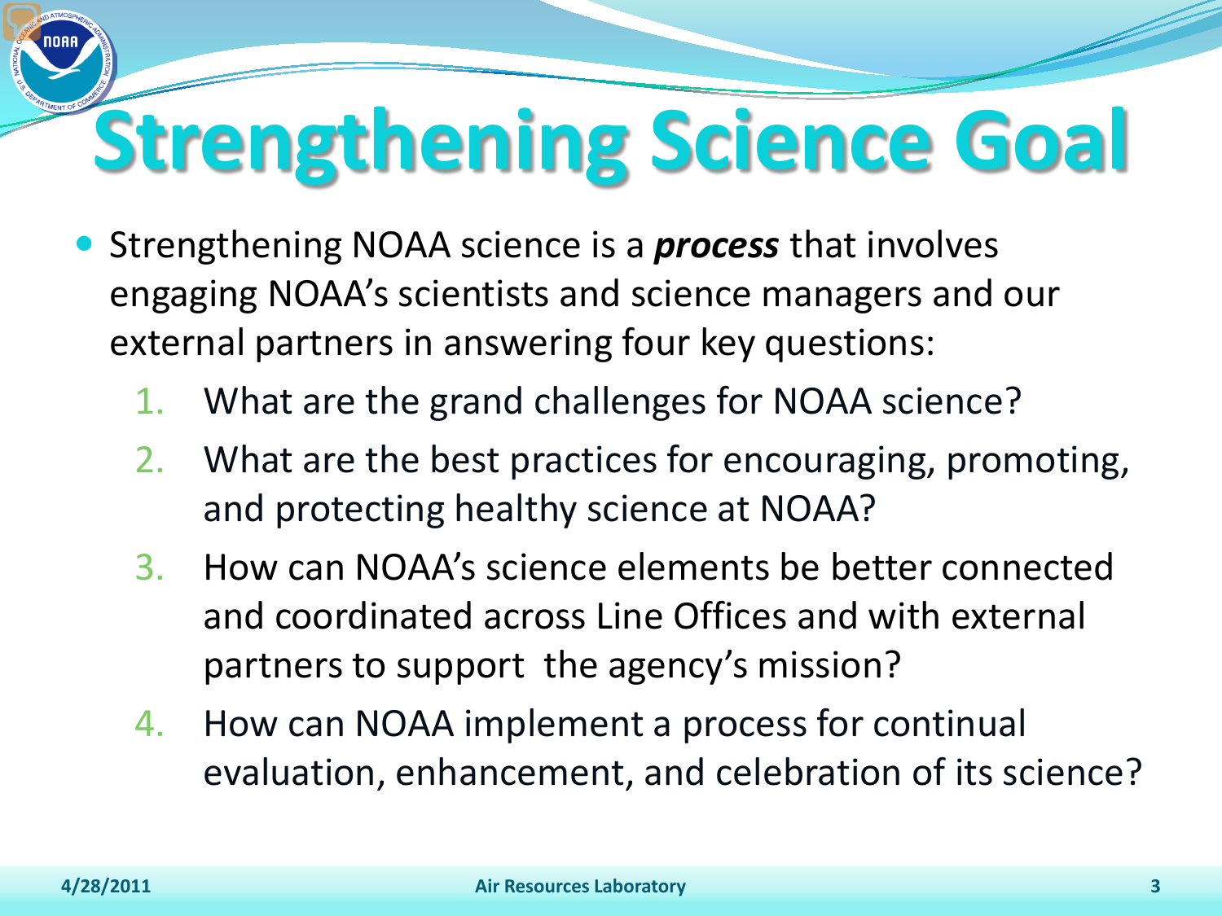# Strengthening Science Goal

- Strengthening NOAA science is a ***process*** that involves engaging NOAA's scientists and science managers and our external partners in answering four key questions:
  1. What are the grand challenges for NOAA science?
  2. What are the best practices for encouraging, promoting, and protecting healthy science at NOAA?
  3. How can NOAA's science elements be better connected and coordinated across Line Offices and with external partners to support the agency's mission?
  4. How can NOAA implement a process for continual evaluation, enhancement, and celebration of its science?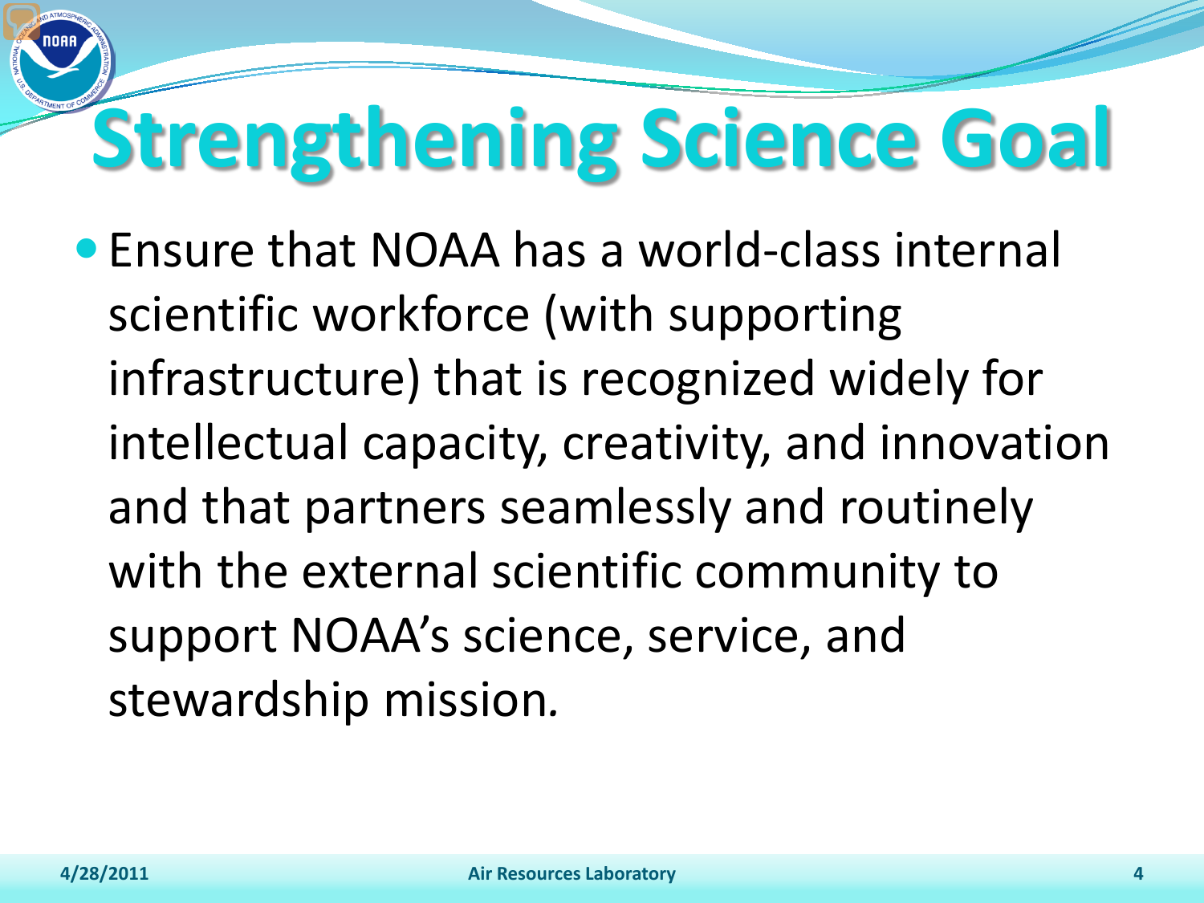# Strengthening Science Goal

- Ensure that NOAA has a world-class internal scientific workforce (with supporting infrastructure) that is recognized widely for intellectual capacity, creativity, and innovation and that partners seamlessly and routinely with the external scientific community to support NOAA's science, service, and stewardship mission.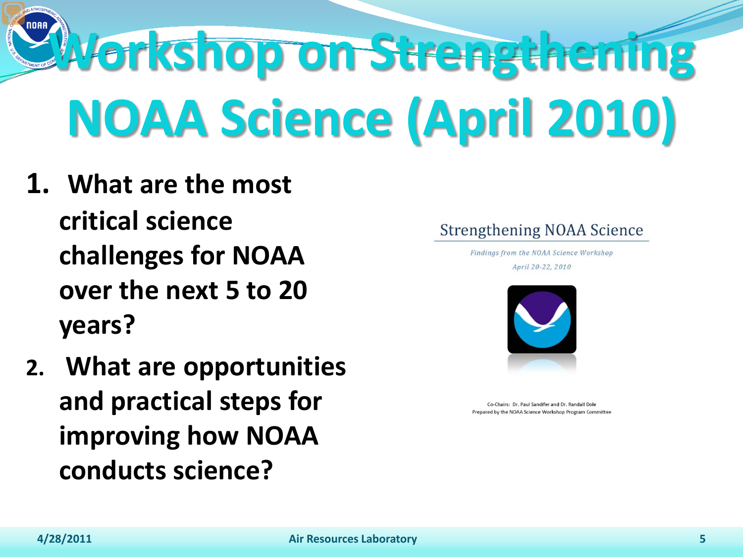# Workshop on Strengthening NOAA Science (April 2010)

1. **What are the most critical science challenges for NOAA over the next 5 to 20 years?**
2. **What are opportunities and practical steps for improving how NOAA conducts science?**

Strengthening NOAA Science

*Findings from the NOAA Science Workshop*

*April 20-22, 2010*

Co-Chairs: Dr. Paul Sandifer and Dr. Randall Dole

Prepared by the NOAA Science Workshop Program Committee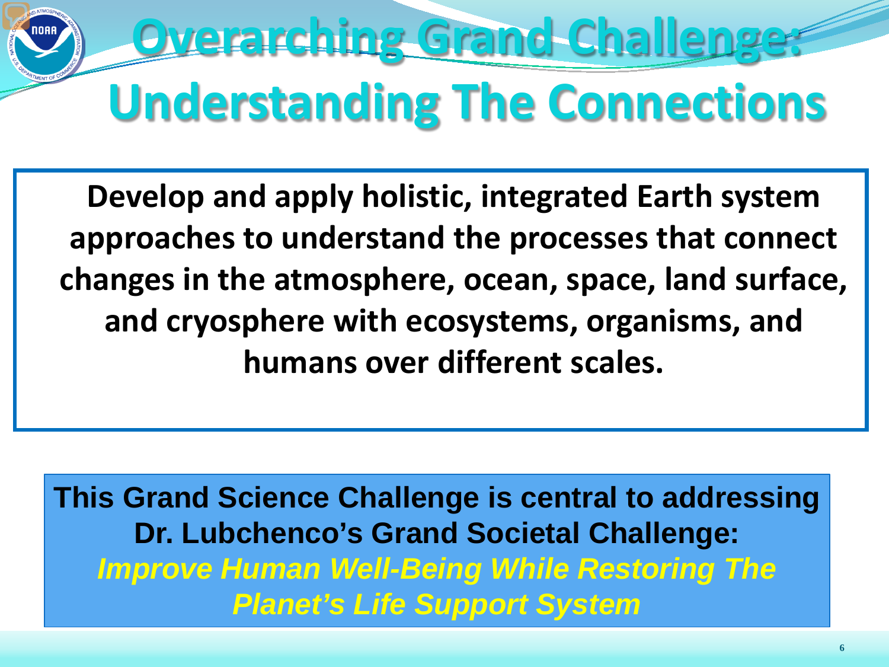# Overarching Grand Challenge: Understanding The Connections

**Develop and apply holistic, integrated Earth system approaches to understand the processes that connect changes in the atmosphere, ocean, space, land surface, and cryosphere with ecosystems, organisms, and humans over different scales.**

**This Grand Science Challenge is central to addressing Dr. Lubchenco's Grand Societal Challenge:**
***Improve Human Well-Being While Restoring The Planet's Life Support System***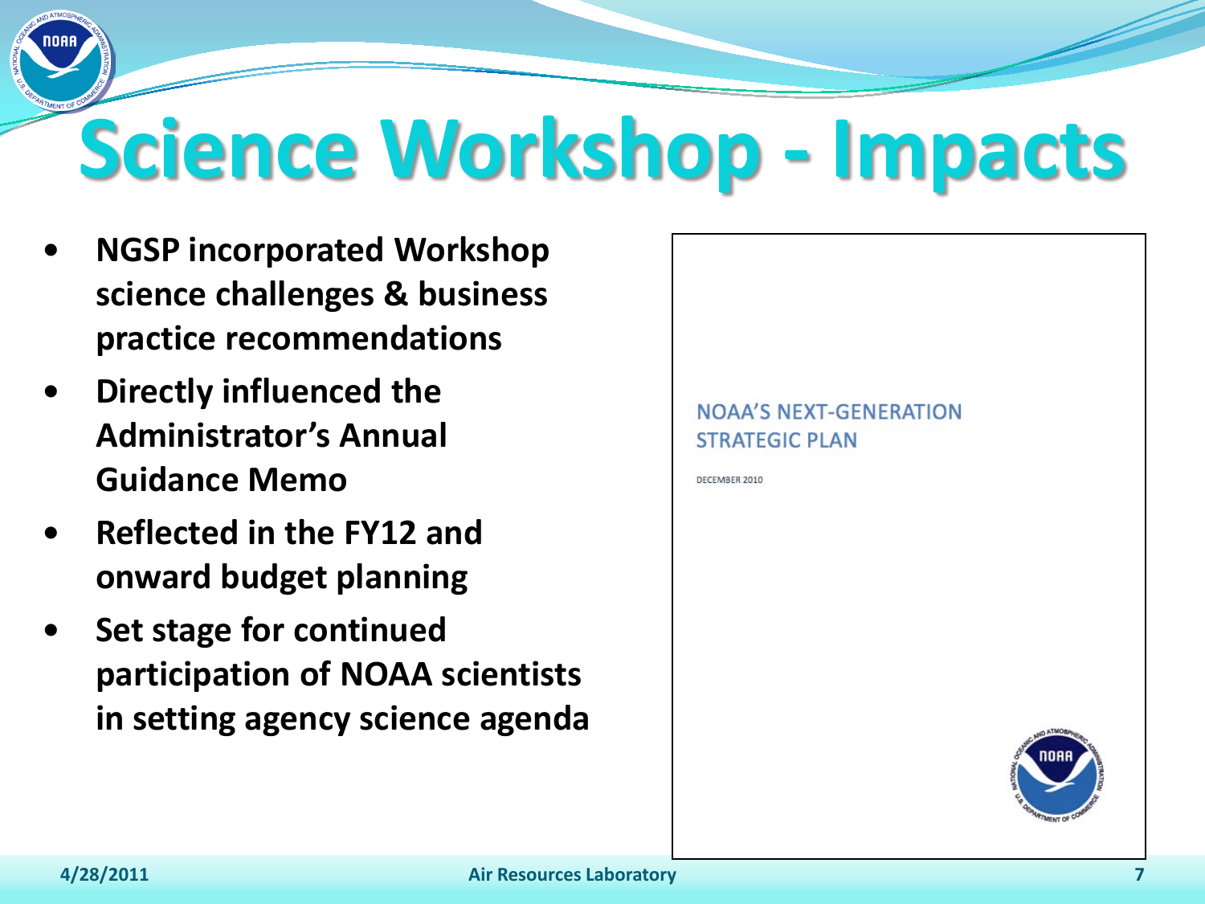# Science Workshop - Impacts

- **NGSP incorporated Workshop science challenges & business practice recommendations**
- **Directly influenced the Administrator's Annual Guidance Memo**
- **Reflected in the FY12 and onward budget planning**
- **Set stage for continued participation of NOAA scientists in setting agency science agenda**

NOAA'S NEXT-GENERATION STRATEGIC PLAN

DECEMBER 2010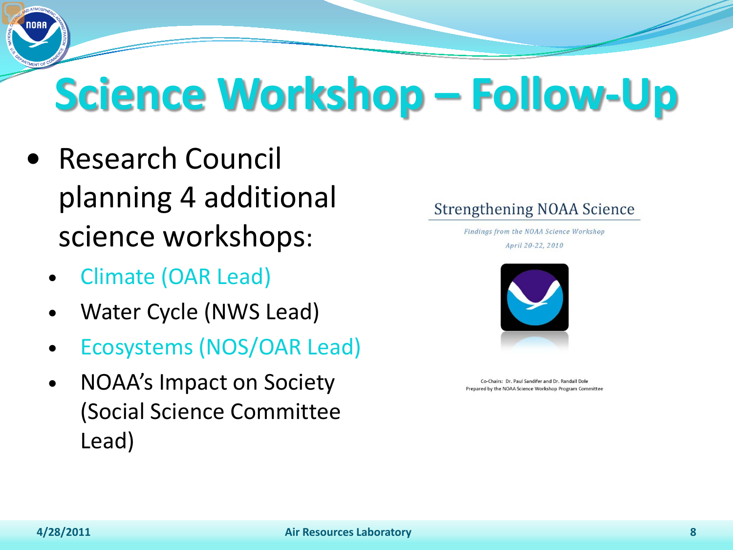# Science Workshop – Follow-Up

- Research Council planning 4 additional science workshops:
  - Climate (OAR Lead)
  - Water Cycle (NWS Lead)
  - Ecosystems (NOS/OAR Lead)
  - NOAA's Impact on Society (Social Science Committee Lead)

Strengthening NOAA Science

*Findings from the NOAA Science Workshop*

*April 20-22, 2010*

Co-Chairs: Dr. Paul Sandifer and Dr. Randall Dole
Prepared by the NOAA Science Workshop Program Committee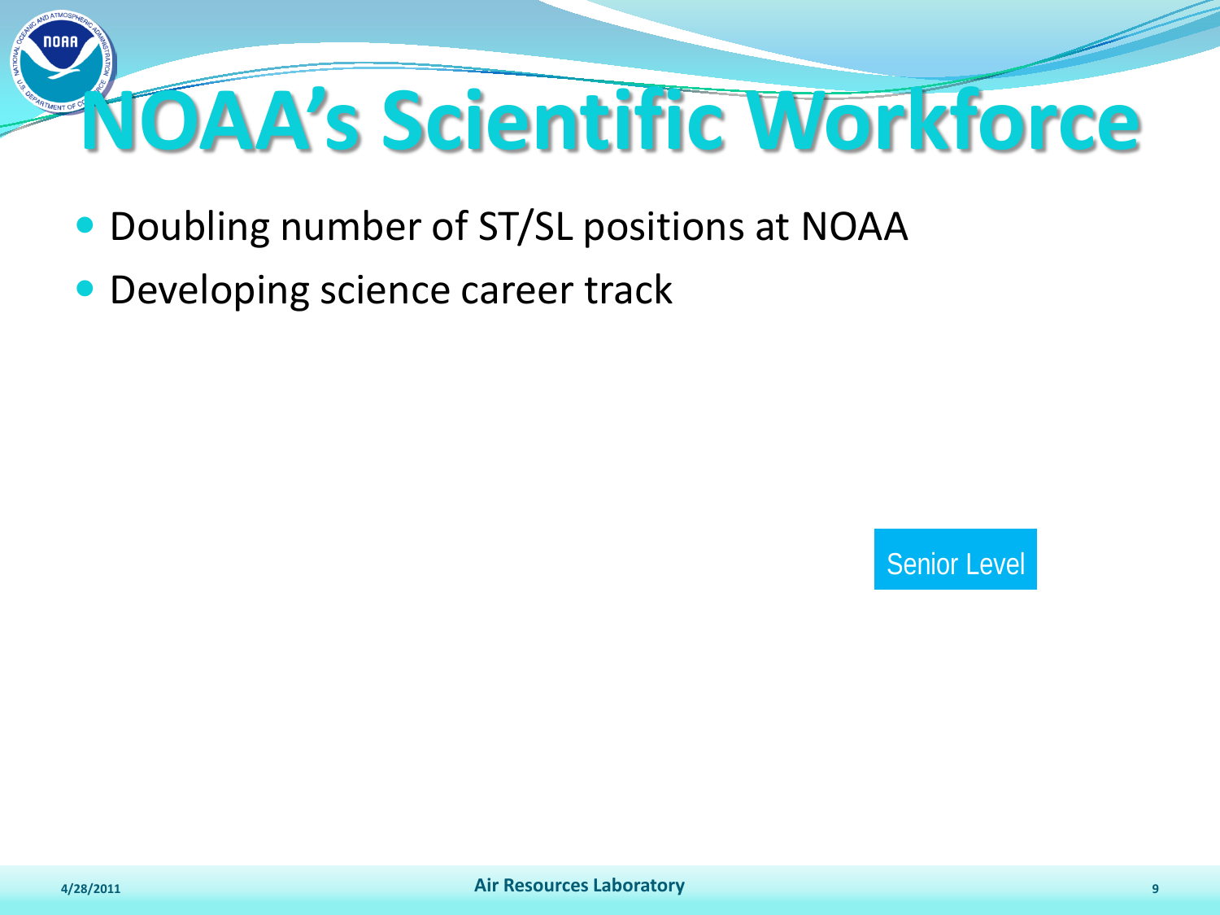# NOAA's Scientific Workforce

- Doubling number of ST/SL positions at NOAA
- Developing science career track

Senior Level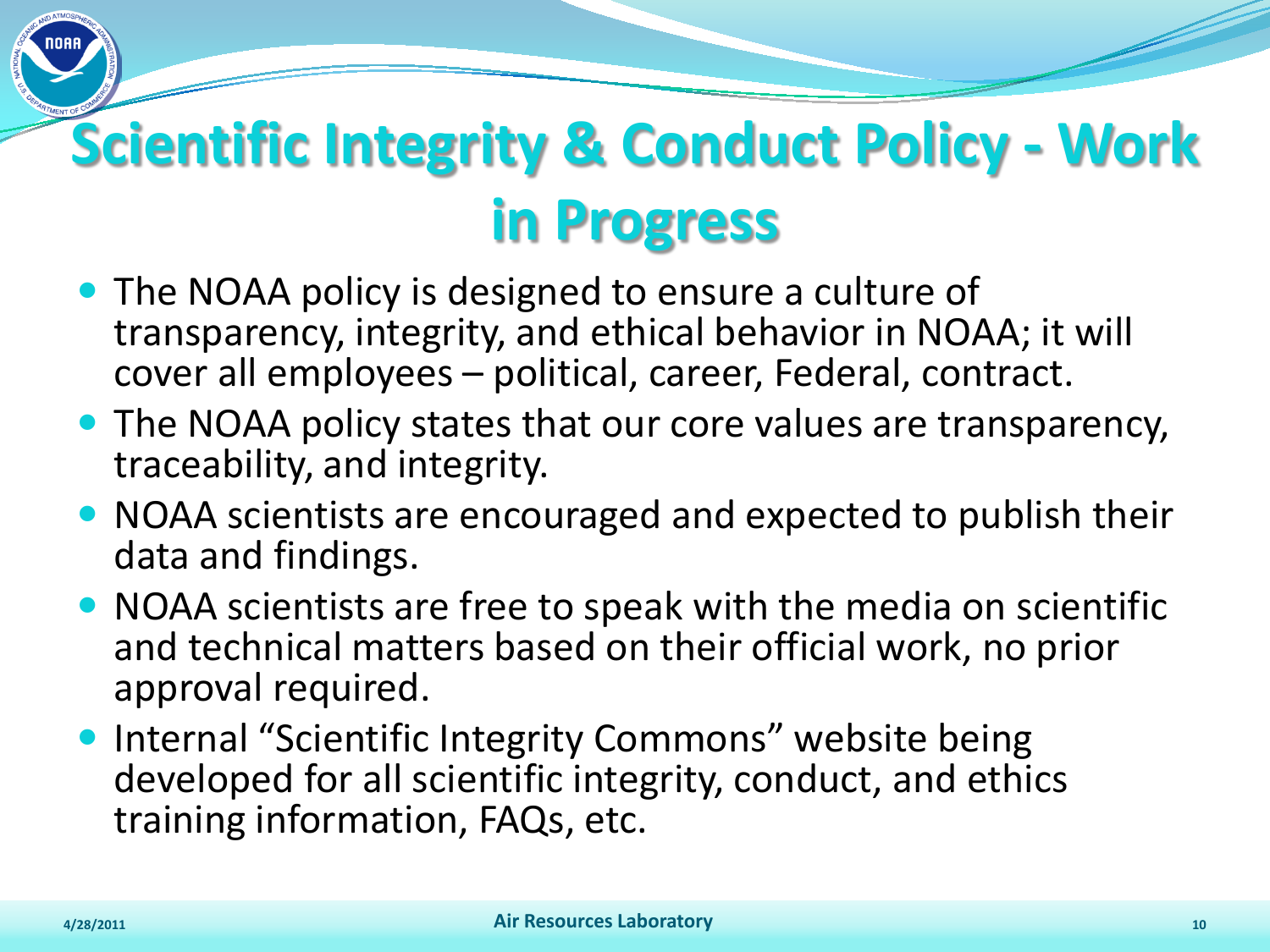# Scientific Integrity & Conduct Policy - Work in Progress

- The NOAA policy is designed to ensure a culture of transparency, integrity, and ethical behavior in NOAA; it will cover all employees – political, career, Federal, contract.
- The NOAA policy states that our core values are transparency, traceability, and integrity.
- NOAA scientists are encouraged and expected to publish their data and findings.
- NOAA scientists are free to speak with the media on scientific and technical matters based on their official work, no prior approval required.
- Internal "Scientific Integrity Commons" website being developed for all scientific integrity, conduct, and ethics training information, FAQs, etc.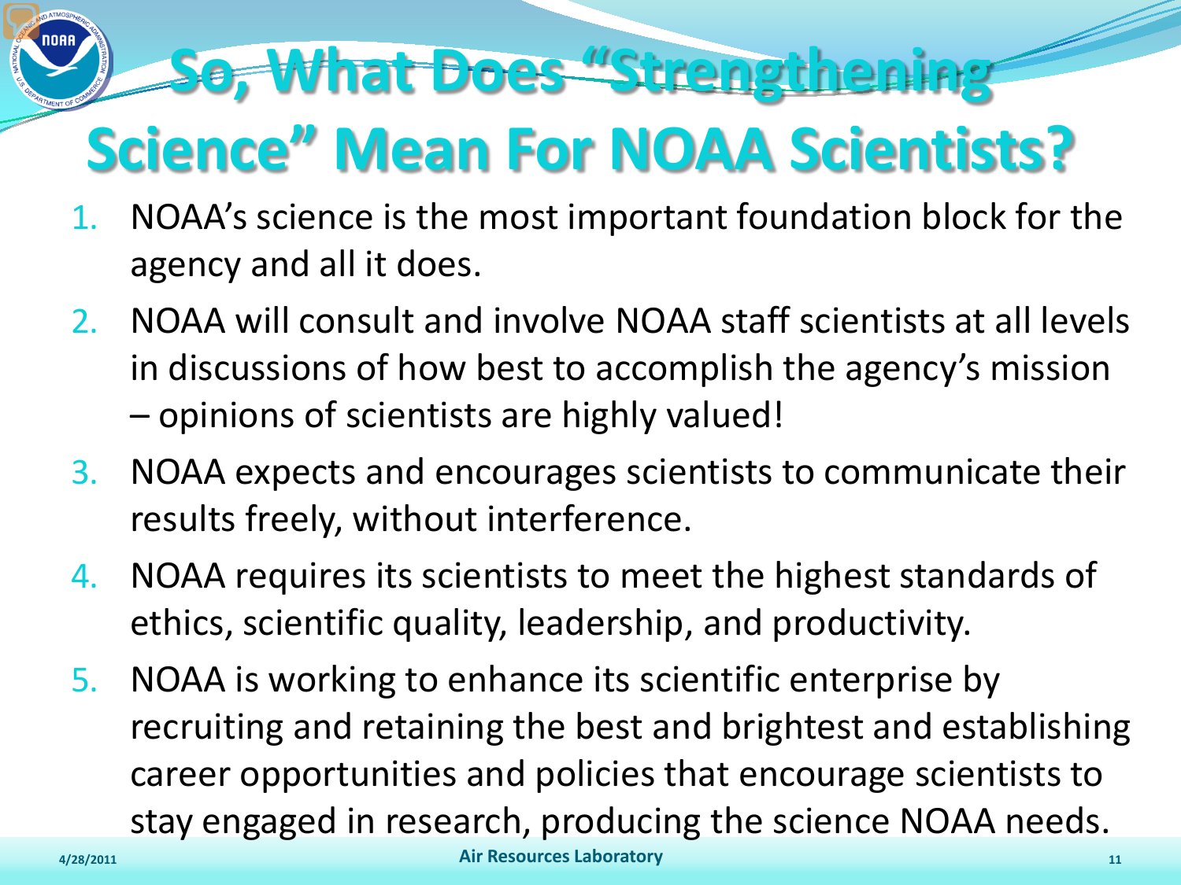# So, What Does "Strengthening Science" Mean For NOAA Scientists?

1. NOAA's science is the most important foundation block for the agency and all it does.
2. NOAA will consult and involve NOAA staff scientists at all levels in discussions of how best to accomplish the agency's mission – opinions of scientists are highly valued!
3. NOAA expects and encourages scientists to communicate their results freely, without interference.
4. NOAA requires its scientists to meet the highest standards of ethics, scientific quality, leadership, and productivity.
5. NOAA is working to enhance its scientific enterprise by recruiting and retaining the best and brightest and establishing career opportunities and policies that encourage scientists to stay engaged in research, producing the science NOAA needs.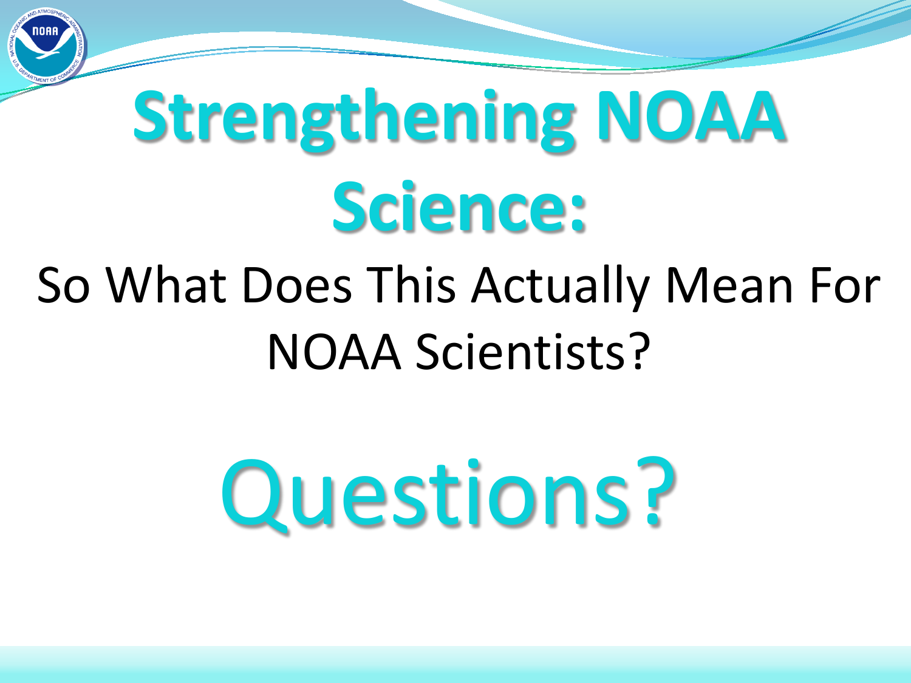# Strengthening NOAA Science:

So What Does This Actually Mean For NOAA Scientists?

# Questions?